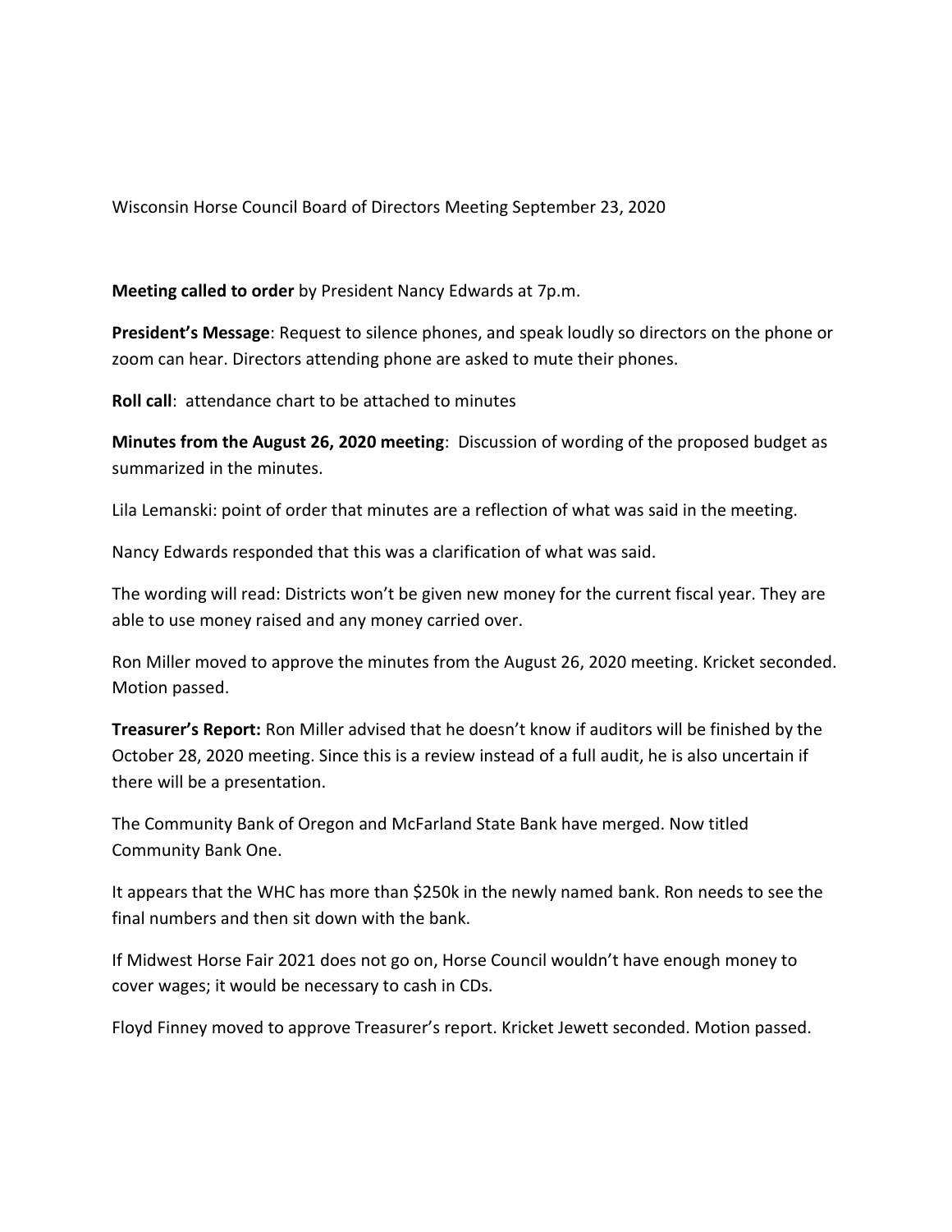Wisconsin Horse Council Board of Directors Meeting September 23, 2020

**Meeting called to order** by President Nancy Edwards at 7p.m.

**President's Message**: Request to silence phones, and speak loudly so directors on the phone or zoom can hear. Directors attending phone are asked to mute their phones.

**Roll call**: attendance chart to be attached to minutes

**Minutes from the August 26, 2020 meeting**: Discussion of wording of the proposed budget as summarized in the minutes.

Lila Lemanski: point of order that minutes are a reflection of what was said in the meeting.

Nancy Edwards responded that this was a clarification of what was said.

The wording will read: Districts won't be given new money for the current fiscal year. They are able to use money raised and any money carried over.

Ron Miller moved to approve the minutes from the August 26, 2020 meeting. Kricket seconded. Motion passed.

**Treasurer's Report:** Ron Miller advised that he doesn't know if auditors will be finished by the October 28, 2020 meeting. Since this is a review instead of a full audit, he is also uncertain if there will be a presentation.

The Community Bank of Oregon and McFarland State Bank have merged. Now titled Community Bank One.

It appears that the WHC has more than $250k in the newly named bank. Ron needs to see the final numbers and then sit down with the bank.

If Midwest Horse Fair 2021 does not go on, Horse Council wouldn't have enough money to cover wages; it would be necessary to cash in CDs.

Floyd Finney moved to approve Treasurer's report. Kricket Jewett seconded. Motion passed.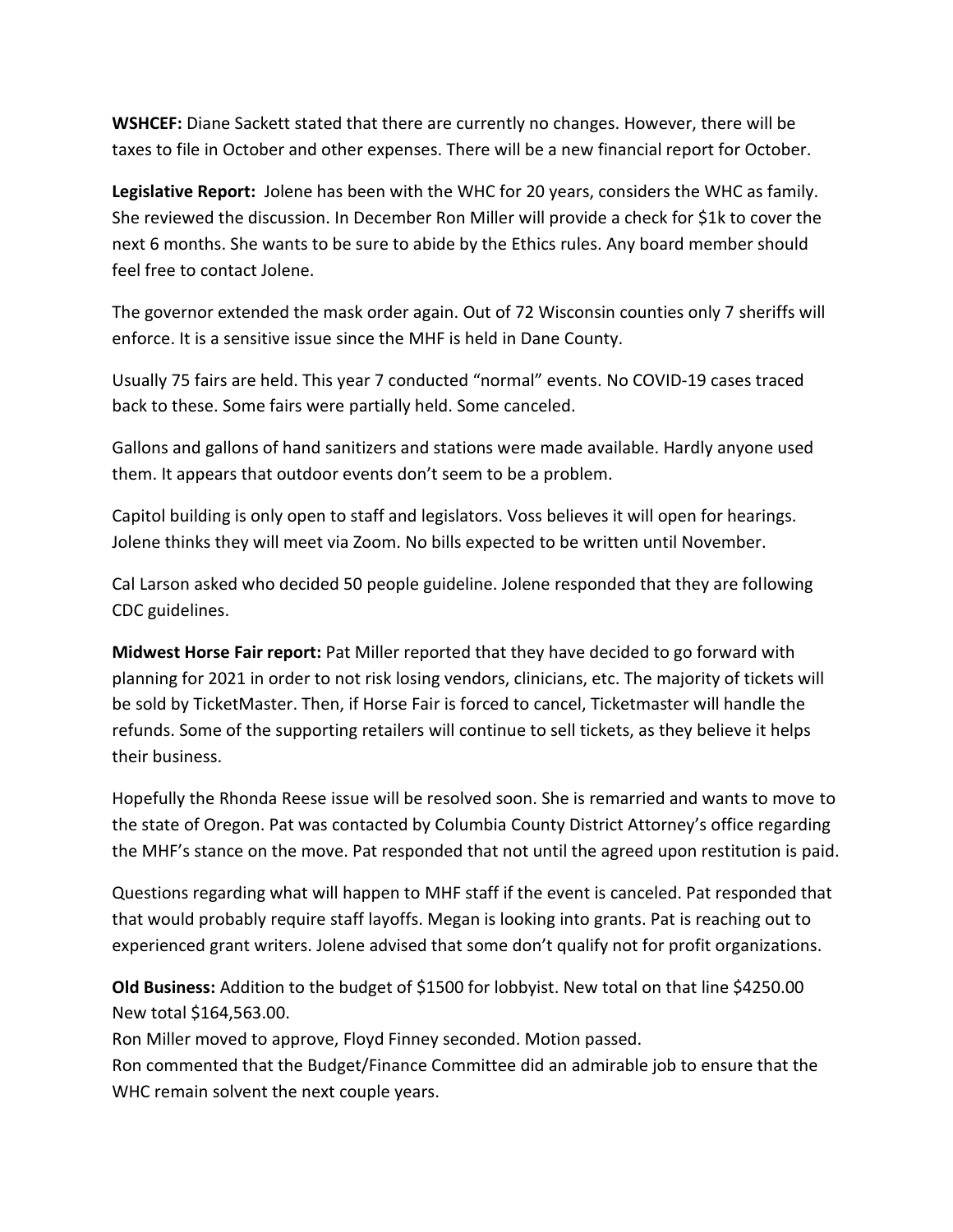**WSHCEF:** Diane Sackett stated that there are currently no changes. However, there will be taxes to file in October and other expenses. There will be a new financial report for October.

**Legislative Report:** Jolene has been with the WHC for 20 years, considers the WHC as family. She reviewed the discussion. In December Ron Miller will provide a check for $1k to cover the next 6 months. She wants to be sure to abide by the Ethics rules. Any board member should feel free to contact Jolene.

The governor extended the mask order again. Out of 72 Wisconsin counties only 7 sheriffs will enforce. It is a sensitive issue since the MHF is held in Dane County.

Usually 75 fairs are held. This year 7 conducted "normal" events. No COVID-19 cases traced back to these. Some fairs were partially held. Some canceled.

Gallons and gallons of hand sanitizers and stations were made available. Hardly anyone used them. It appears that outdoor events don't seem to be a problem.

Capitol building is only open to staff and legislators. Voss believes it will open for hearings. Jolene thinks they will meet via Zoom. No bills expected to be written until November.

Cal Larson asked who decided 50 people guideline. Jolene responded that they are following CDC guidelines.

**Midwest Horse Fair report:** Pat Miller reported that they have decided to go forward with planning for 2021 in order to not risk losing vendors, clinicians, etc. The majority of tickets will be sold by TicketMaster. Then, if Horse Fair is forced to cancel, Ticketmaster will handle the refunds. Some of the supporting retailers will continue to sell tickets, as they believe it helps their business.

Hopefully the Rhonda Reese issue will be resolved soon. She is remarried and wants to move to the state of Oregon. Pat was contacted by Columbia County District Attorney's office regarding the MHF's stance on the move. Pat responded that not until the agreed upon restitution is paid.

Questions regarding what will happen to MHF staff if the event is canceled. Pat responded that that would probably require staff layoffs. Megan is looking into grants. Pat is reaching out to experienced grant writers. Jolene advised that some don't qualify not for profit organizations.

**Old Business:** Addition to the budget of $1500 for lobbyist. New total on that line $4250.00 New total $164,563.00.
Ron Miller moved to approve, Floyd Finney seconded. Motion passed.
Ron commented that the Budget/Finance Committee did an admirable job to ensure that the WHC remain solvent the next couple years.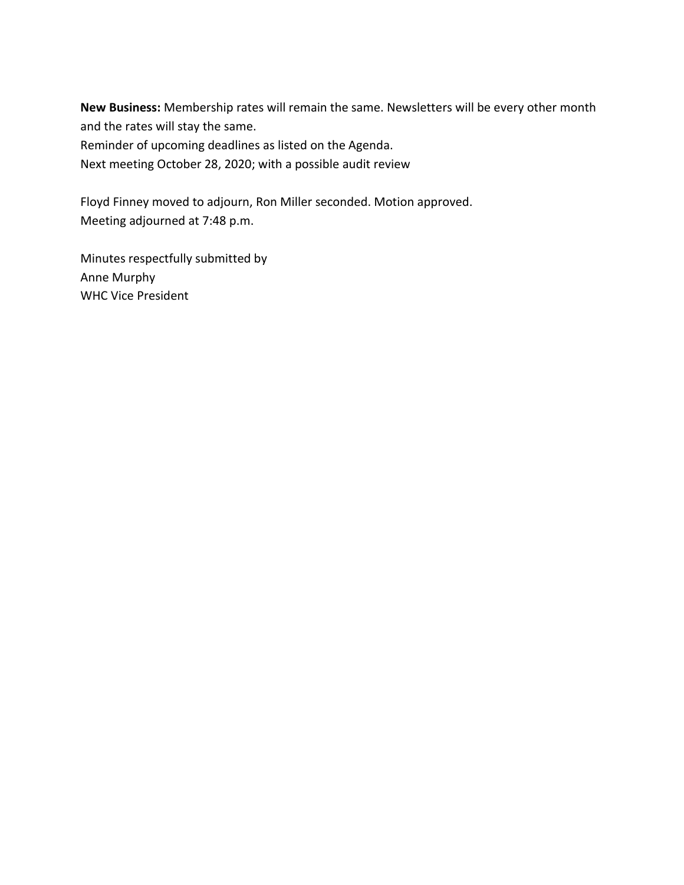**New Business:** Membership rates will remain the same. Newsletters will be every other month and the rates will stay the same.
Reminder of upcoming deadlines as listed on the Agenda.
Next meeting October 28, 2020; with a possible audit review

Floyd Finney moved to adjourn, Ron Miller seconded. Motion approved.
Meeting adjourned at 7:48 p.m.

Minutes respectfully submitted by
Anne Murphy
WHC Vice President